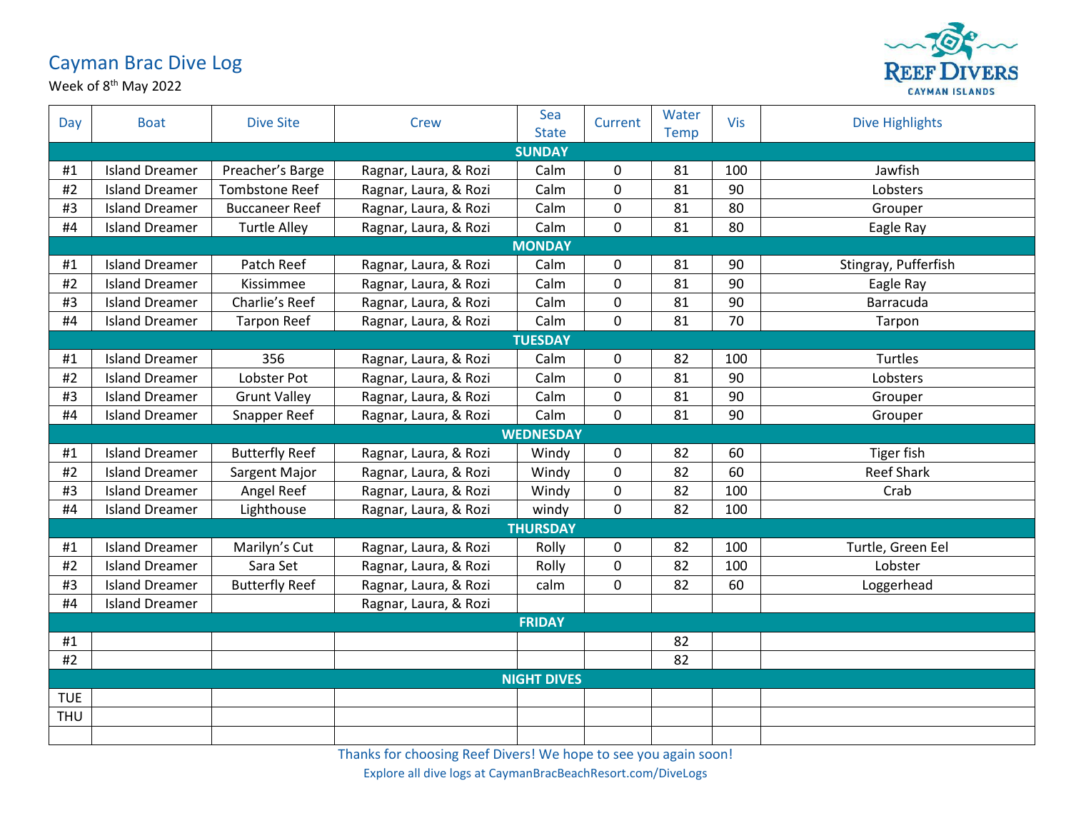# Cayman Brac Dive Log

Week of 8th May 2022

REEF DIVERS
CAYMAN ISLANDS

| Day | Boat | Dive Site | Crew | Sea State | Current | Water Temp | Vis | Dive Highlights |
|---|---|---|---|---|---|---|---|---|
| **SUNDAY** | | | | | | | | |
| #1 | Island Dreamer | Preacher's Barge | Ragnar, Laura, & Rozi | Calm | 0 | 81 | 100 | Jawfish |
| #2 | Island Dreamer | Tombstone Reef | Ragnar, Laura, & Rozi | Calm | 0 | 81 | 90 | Lobsters |
| #3 | Island Dreamer | Buccaneer Reef | Ragnar, Laura, & Rozi | Calm | 0 | 81 | 80 | Grouper |
| #4 | Island Dreamer | Turtle Alley | Ragnar, Laura, & Rozi | Calm | 0 | 81 | 80 | Eagle Ray |
| **MONDAY** | | | | | | | | |
| #1 | Island Dreamer | Patch Reef | Ragnar, Laura, & Rozi | Calm | 0 | 81 | 90 | Stingray, Pufferfish |
| #2 | Island Dreamer | Kissimmee | Ragnar, Laura, & Rozi | Calm | 0 | 81 | 90 | Eagle Ray |
| #3 | Island Dreamer | Charlie's Reef | Ragnar, Laura, & Rozi | Calm | 0 | 81 | 90 | Barracuda |
| #4 | Island Dreamer | Tarpon Reef | Ragnar, Laura, & Rozi | Calm | 0 | 81 | 70 | Tarpon |
| **TUESDAY** | | | | | | | | |
| #1 | Island Dreamer | 356 | Ragnar, Laura, & Rozi | Calm | 0 | 82 | 100 | Turtles |
| #2 | Island Dreamer | Lobster Pot | Ragnar, Laura, & Rozi | Calm | 0 | 81 | 90 | Lobsters |
| #3 | Island Dreamer | Grunt Valley | Ragnar, Laura, & Rozi | Calm | 0 | 81 | 90 | Grouper |
| #4 | Island Dreamer | Snapper Reef | Ragnar, Laura, & Rozi | Calm | 0 | 81 | 90 | Grouper |
| **WEDNESDAY** | | | | | | | | |
| #1 | Island Dreamer | Butterfly Reef | Ragnar, Laura, & Rozi | Windy | 0 | 82 | 60 | Tiger fish |
| #2 | Island Dreamer | Sargent Major | Ragnar, Laura, & Rozi | Windy | 0 | 82 | 60 | Reef Shark |
| #3 | Island Dreamer | Angel Reef | Ragnar, Laura, & Rozi | Windy | 0 | 82 | 100 | Crab |
| #4 | Island Dreamer | Lighthouse | Ragnar, Laura, & Rozi | windy | 0 | 82 | 100 | |
| **THURSDAY** | | | | | | | | |
| #1 | Island Dreamer | Marilyn's Cut | Ragnar, Laura, & Rozi | Rolly | 0 | 82 | 100 | Turtle, Green Eel |
| #2 | Island Dreamer | Sara Set | Ragnar, Laura, & Rozi | Rolly | 0 | 82 | 100 | Lobster |
| #3 | Island Dreamer | Butterfly Reef | Ragnar, Laura, & Rozi | calm | 0 | 82 | 60 | Loggerhead |
| #4 | Island Dreamer | | Ragnar, Laura, & Rozi | | | | | |
| **FRIDAY** | | | | | | | | |
| #1 | | | | | | 82 | | |
| #2 | | | | | | 82 | | |
| **NIGHT DIVES** | | | | | | | | |
| TUE | | | | | | | | |
| THU | | | | | | | | |
| | | | | | | | | |

Thanks for choosing Reef Divers! We hope to see you again soon!

Explore all dive logs at CaymanBracBeachResort.com/DiveLogs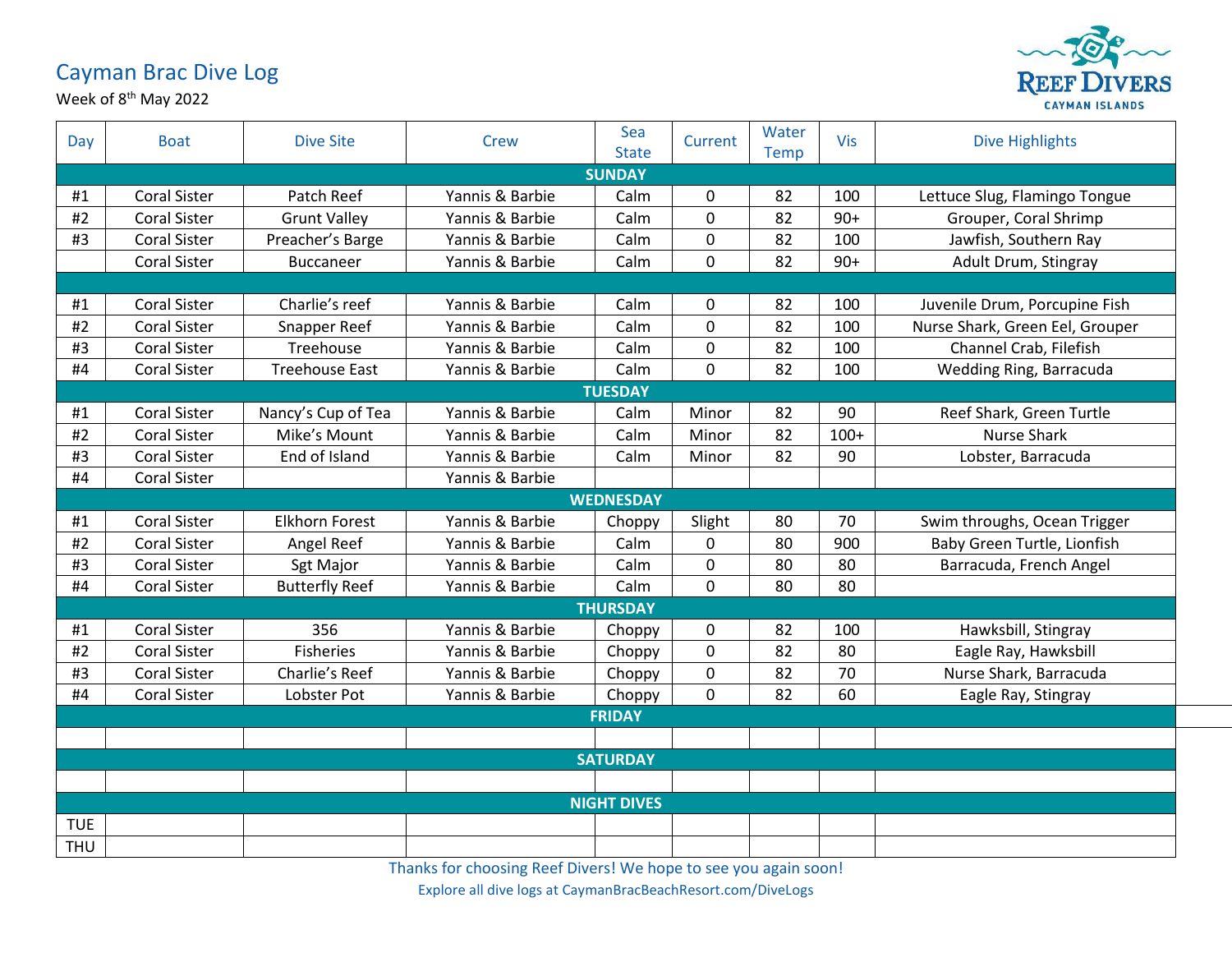# Cayman Brac Dive Log

Week of 8th May 2022

| Day | Boat | Dive Site | Crew | Sea State | Current | Water Temp | Vis | Dive Highlights |
|---|---|---|---|---|---|---|---|---|
| **SUNDAY** | | | | | | | | |
| #1 | Coral Sister | Patch Reef | Yannis & Barbie | Calm | 0 | 82 | 100 | Lettuce Slug, Flamingo Tongue |
| #2 | Coral Sister | Grunt Valley | Yannis & Barbie | Calm | 0 | 82 | 90+ | Grouper, Coral Shrimp |
| #3 | Coral Sister | Preacher's Barge | Yannis & Barbie | Calm | 0 | 82 | 100 | Jawfish, Southern Ray |
| | Coral Sister | Buccaneer | Yannis & Barbie | Calm | 0 | 82 | 90+ | Adult Drum, Stingray |
| | | | | | | | | |
| #1 | Coral Sister | Charlie's reef | Yannis & Barbie | Calm | 0 | 82 | 100 | Juvenile Drum, Porcupine Fish |
| #2 | Coral Sister | Snapper Reef | Yannis & Barbie | Calm | 0 | 82 | 100 | Nurse Shark, Green Eel, Grouper |
| #3 | Coral Sister | Treehouse | Yannis & Barbie | Calm | 0 | 82 | 100 | Channel Crab, Filefish |
| #4 | Coral Sister | Treehouse East | Yannis & Barbie | Calm | 0 | 82 | 100 | Wedding Ring, Barracuda |
| **TUESDAY** | | | | | | | | |
| #1 | Coral Sister | Nancy's Cup of Tea | Yannis & Barbie | Calm | Minor | 82 | 90 | Reef Shark, Green Turtle |
| #2 | Coral Sister | Mike's Mount | Yannis & Barbie | Calm | Minor | 82 | 100+ | Nurse Shark |
| #3 | Coral Sister | End of Island | Yannis & Barbie | Calm | Minor | 82 | 90 | Lobster, Barracuda |
| #4 | Coral Sister | | Yannis & Barbie | | | | | |
| **WEDNESDAY** | | | | | | | | |
| #1 | Coral Sister | Elkhorn Forest | Yannis & Barbie | Choppy | Slight | 80 | 70 | Swim throughs, Ocean Trigger |
| #2 | Coral Sister | Angel Reef | Yannis & Barbie | Calm | 0 | 80 | 900 | Baby Green Turtle, Lionfish |
| #3 | Coral Sister | Sgt Major | Yannis & Barbie | Calm | 0 | 80 | 80 | Barracuda, French Angel |
| #4 | Coral Sister | Butterfly Reef | Yannis & Barbie | Calm | 0 | 80 | 80 | |
| **THURSDAY** | | | | | | | | |
| #1 | Coral Sister | 356 | Yannis & Barbie | Choppy | 0 | 82 | 100 | Hawksbill, Stingray |
| #2 | Coral Sister | Fisheries | Yannis & Barbie | Choppy | 0 | 82 | 80 | Eagle Ray, Hawksbill |
| #3 | Coral Sister | Charlie's Reef | Yannis & Barbie | Choppy | 0 | 82 | 70 | Nurse Shark, Barracuda |
| #4 | Coral Sister | Lobster Pot | Yannis & Barbie | Choppy | 0 | 82 | 60 | Eagle Ray, Stingray |
| **FRIDAY** | | | | | | | | |
| | | | | | | | | |
| **SATURDAY** | | | | | | | | |
| | | | | | | | | |
| **NIGHT DIVES** | | | | | | | | |
| TUE | | | | | | | | |
| THU | | | | | | | | |

Thanks for choosing Reef Divers! We hope to see you again soon!

Explore all dive logs at CaymanBracBeachResort.com/DiveLogs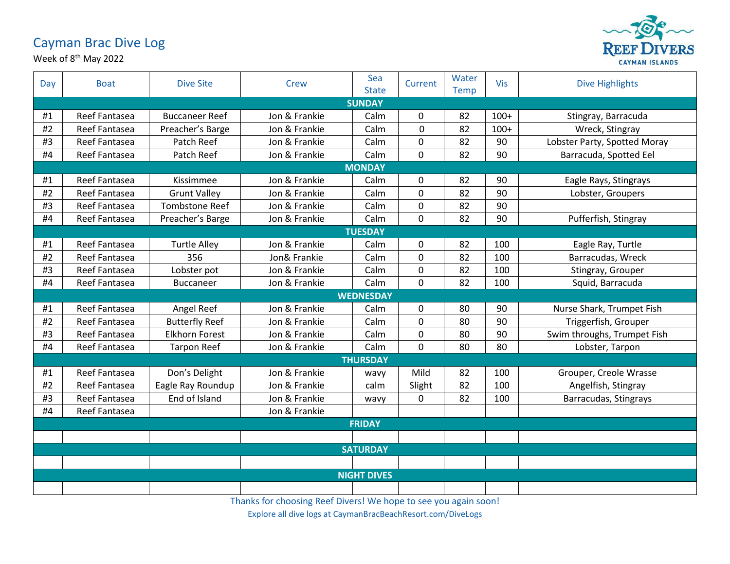# Cayman Brac Dive Log

Week of 8th May 2022

REEF DIVERS
CAYMAN ISLANDS

| Day | Boat | Dive Site | Crew | Sea State | Current | Water Temp | Vis | Dive Highlights |
|---|---|---|---|---|---|---|---|---|
| **SUNDAY** | | | | | | | | |
| #1 | Reef Fantasea | Buccaneer Reef | Jon & Frankie | Calm | 0 | 82 | 100+ | Stingray, Barracuda |
| #2 | Reef Fantasea | Preacher's Barge | Jon & Frankie | Calm | 0 | 82 | 100+ | Wreck, Stingray |
| #3 | Reef Fantasea | Patch Reef | Jon & Frankie | Calm | 0 | 82 | 90 | Lobster Party, Spotted Moray |
| #4 | Reef Fantasea | Patch Reef | Jon & Frankie | Calm | 0 | 82 | 90 | Barracuda, Spotted Eel |
| **MONDAY** | | | | | | | | |
| #1 | Reef Fantasea | Kissimmee | Jon & Frankie | Calm | 0 | 82 | 90 | Eagle Rays, Stingrays |
| #2 | Reef Fantasea | Grunt Valley | Jon & Frankie | Calm | 0 | 82 | 90 | Lobster, Groupers |
| #3 | Reef Fantasea | Tombstone Reef | Jon & Frankie | Calm | 0 | 82 | 90 | |
| #4 | Reef Fantasea | Preacher's Barge | Jon & Frankie | Calm | 0 | 82 | 90 | Pufferfish, Stingray |
| **TUESDAY** | | | | | | | | |
| #1 | Reef Fantasea | Turtle Alley | Jon & Frankie | Calm | 0 | 82 | 100 | Eagle Ray, Turtle |
| #2 | Reef Fantasea | 356 | Jon& Frankie | Calm | 0 | 82 | 100 | Barracudas, Wreck |
| #3 | Reef Fantasea | Lobster pot | Jon & Frankie | Calm | 0 | 82 | 100 | Stingray, Grouper |
| #4 | Reef Fantasea | Buccaneer | Jon & Frankie | Calm | 0 | 82 | 100 | Squid, Barracuda |
| **WEDNESDAY** | | | | | | | | |
| #1 | Reef Fantasea | Angel Reef | Jon & Frankie | Calm | 0 | 80 | 90 | Nurse Shark, Trumpet Fish |
| #2 | Reef Fantasea | Butterfly Reef | Jon & Frankie | Calm | 0 | 80 | 90 | Triggerfish, Grouper |
| #3 | Reef Fantasea | Elkhorn Forest | Jon & Frankie | Calm | 0 | 80 | 90 | Swim throughs, Trumpet Fish |
| #4 | Reef Fantasea | Tarpon Reef | Jon & Frankie | Calm | 0 | 80 | 80 | Lobster, Tarpon |
| **THURSDAY** | | | | | | | | |
| #1 | Reef Fantasea | Don's Delight | Jon & Frankie | wavy | Mild | 82 | 100 | Grouper, Creole Wrasse |
| #2 | Reef Fantasea | Eagle Ray Roundup | Jon & Frankie | calm | Slight | 82 | 100 | Angelfish, Stingray |
| #3 | Reef Fantasea | End of Island | Jon & Frankie | wavy | 0 | 82 | 100 | Barracudas, Stingrays |
| #4 | Reef Fantasea | | Jon & Frankie | | | | | |
| **FRIDAY** | | | | | | | | |
| | | | | | | | | |
| **SATURDAY** | | | | | | | | |
| | | | | | | | | |
| **NIGHT DIVES** | | | | | | | | |
| | | | | | | | | |

Thanks for choosing Reef Divers! We hope to see you again soon!

Explore all dive logs at CaymanBracBeachResort.com/DiveLogs